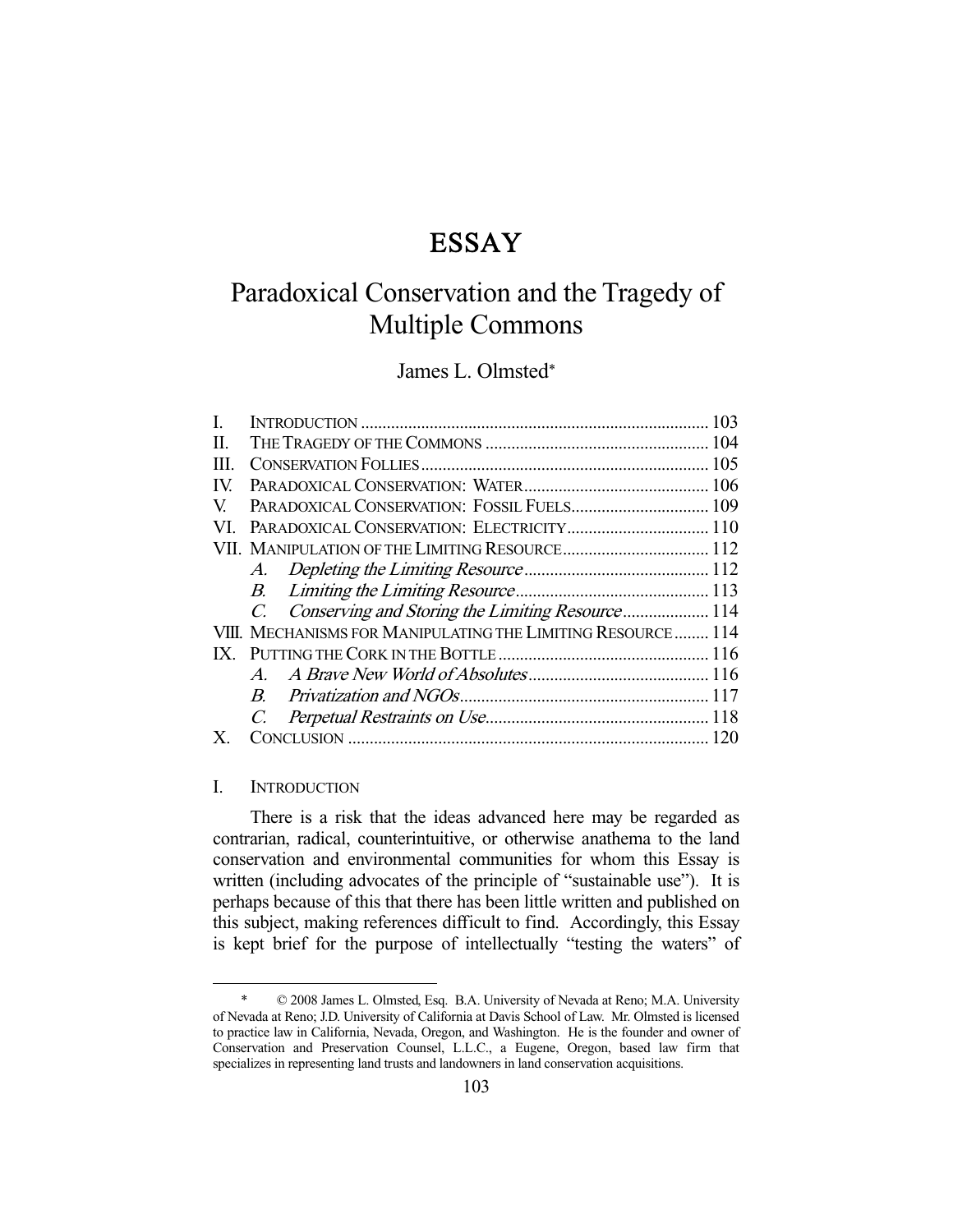# ESSAY

## Paradoxical Conservation and the Tragedy of Multiple Commons

James L. Olmsted*

| | | |
|---|---|---|
| I. | INTRODUCTION | 103 |
| II. | THE TRAGEDY OF THE COMMONS | 104 |
| III. | CONSERVATION FOLLIES | 105 |
| IV. | PARADOXICAL CONSERVATION: WATER | 106 |
| V. | PARADOXICAL CONSERVATION: FOSSIL FUELS | 109 |
| VI. | PARADOXICAL CONSERVATION: ELECTRICITY | 110 |
| VII. | MANIPULATION OF THE LIMITING RESOURCE | 112 |
| | *A. Depleting the Limiting Resource* | 112 |
| | *B. Limiting the Limiting Resource* | 113 |
| | *C. Conserving and Storing the Limiting Resource* | 114 |
| VIII. | MECHANISMS FOR MANIPULATING THE LIMITING RESOURCE | 114 |
| IX. | PUTTING THE CORK IN THE BOTTLE | 116 |
| | *A. A Brave New World of Absolutes* | 116 |
| | *B. Privatization and NGOs* | 117 |
| | *C. Perpetual Restraints on Use* | 118 |
| X. | CONCLUSION | 120 |

### I. INTRODUCTION

There is a risk that the ideas advanced here may be regarded as contrarian, radical, counterintuitive, or otherwise anathema to the land conservation and environmental communities for whom this Essay is written (including advocates of the principle of "sustainable use"). It is perhaps because of this that there has been little written and published on this subject, making references difficult to find. Accordingly, this Essay is kept brief for the purpose of intellectually "testing the waters" of

---

\* © 2008 James L. Olmsted, Esq. B.A. University of Nevada at Reno; M.A. University of Nevada at Reno; J.D. University of California at Davis School of Law. Mr. Olmsted is licensed to practice law in California, Nevada, Oregon, and Washington. He is the founder and owner of Conservation and Preservation Counsel, L.L.C., a Eugene, Oregon, based law firm that specializes in representing land trusts and landowners in land conservation acquisitions.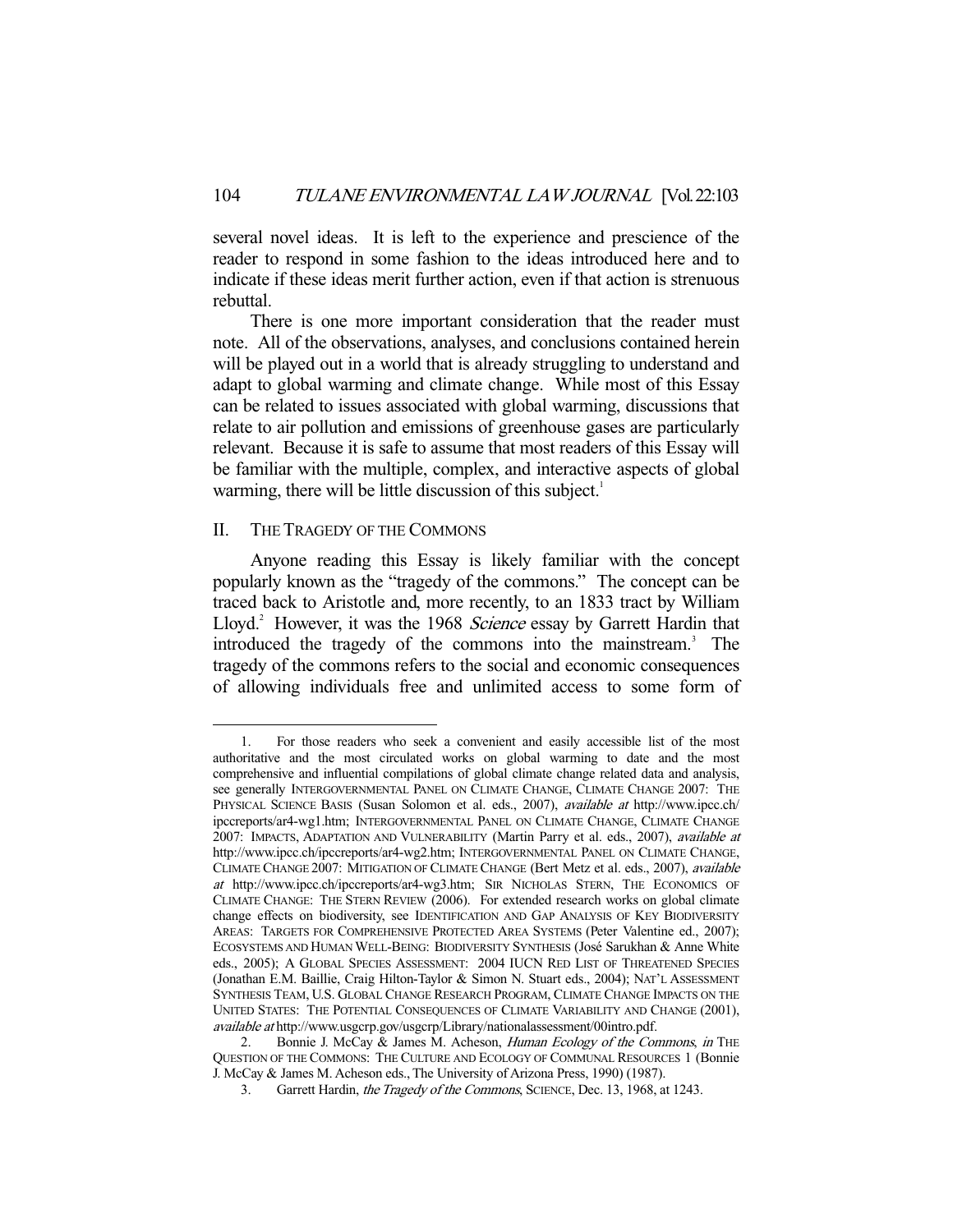several novel ideas. It is left to the experience and prescience of the reader to respond in some fashion to the ideas introduced here and to indicate if these ideas merit further action, even if that action is strenuous rebuttal.

There is one more important consideration that the reader must note. All of the observations, analyses, and conclusions contained herein will be played out in a world that is already struggling to understand and adapt to global warming and climate change. While most of this Essay can be related to issues associated with global warming, discussions that relate to air pollution and emissions of greenhouse gases are particularly relevant. Because it is safe to assume that most readers of this Essay will be familiar with the multiple, complex, and interactive aspects of global warming, there will be little discussion of this subject.[1]

## II. THE TRAGEDY OF THE COMMONS

Anyone reading this Essay is likely familiar with the concept popularly known as the "tragedy of the commons." The concept can be traced back to Aristotle and, more recently, to an 1833 tract by William Lloyd.[2] However, it was the 1968 *Science* essay by Garrett Hardin that introduced the tragedy of the commons into the mainstream.[3] The tragedy of the commons refers to the social and economic consequences of allowing individuals free and unlimited access to some form of

---

1. For those readers who seek a convenient and easily accessible list of the most authoritative and the most circulated works on global warming to date and the most comprehensive and influential compilations of global climate change related data and analysis, see generally INTERGOVERNMENTAL PANEL ON CLIMATE CHANGE, CLIMATE CHANGE 2007: THE PHYSICAL SCIENCE BASIS (Susan Solomon et al. eds., 2007), *available at* http://www.ipcc.ch/ipccreports/ar4-wg1.htm; INTERGOVERNMENTAL PANEL ON CLIMATE CHANGE, CLIMATE CHANGE 2007: IMPACTS, ADAPTATION AND VULNERABILITY (Martin Parry et al. eds., 2007), *available at* http://www.ipcc.ch/ipccreports/ar4-wg2.htm; INTERGOVERNMENTAL PANEL ON CLIMATE CHANGE, CLIMATE CHANGE 2007: MITIGATION OF CLIMATE CHANGE (Bert Metz et al. eds., 2007), *available at* http://www.ipcc.ch/ipccreports/ar4-wg3.htm; SIR NICHOLAS STERN, THE ECONOMICS OF CLIMATE CHANGE: THE STERN REVIEW (2006). For extended research works on global climate change effects on biodiversity, see IDENTIFICATION AND GAP ANALYSIS OF KEY BIODIVERSITY AREAS: TARGETS FOR COMPREHENSIVE PROTECTED AREA SYSTEMS (Peter Valentine ed., 2007); ECOSYSTEMS AND HUMAN WELL-BEING: BIODIVERSITY SYNTHESIS (José Sarukhan & Anne White eds., 2005); A GLOBAL SPECIES ASSESSMENT: 2004 IUCN RED LIST OF THREATENED SPECIES (Jonathan E.M. Baillie, Craig Hilton-Taylor & Simon N. Stuart eds., 2004); NAT'L ASSESSMENT SYNTHESIS TEAM, U.S. GLOBAL CHANGE RESEARCH PROGRAM, CLIMATE CHANGE IMPACTS ON THE UNITED STATES: THE POTENTIAL CONSEQUENCES OF CLIMATE VARIABILITY AND CHANGE (2001), *available at* http://www.usgcrp.gov/usgcrp/Library/nationalassessment/00intro.pdf.

2. Bonnie J. McCay & James M. Acheson, *Human Ecology of the Commons*, *in* THE QUESTION OF THE COMMONS: THE CULTURE AND ECOLOGY OF COMMUNAL RESOURCES 1 (Bonnie J. McCay & James M. Acheson eds., The University of Arizona Press, 1990) (1987).

3. Garrett Hardin, *the Tragedy of the Commons*, SCIENCE, Dec. 13, 1968, at 1243.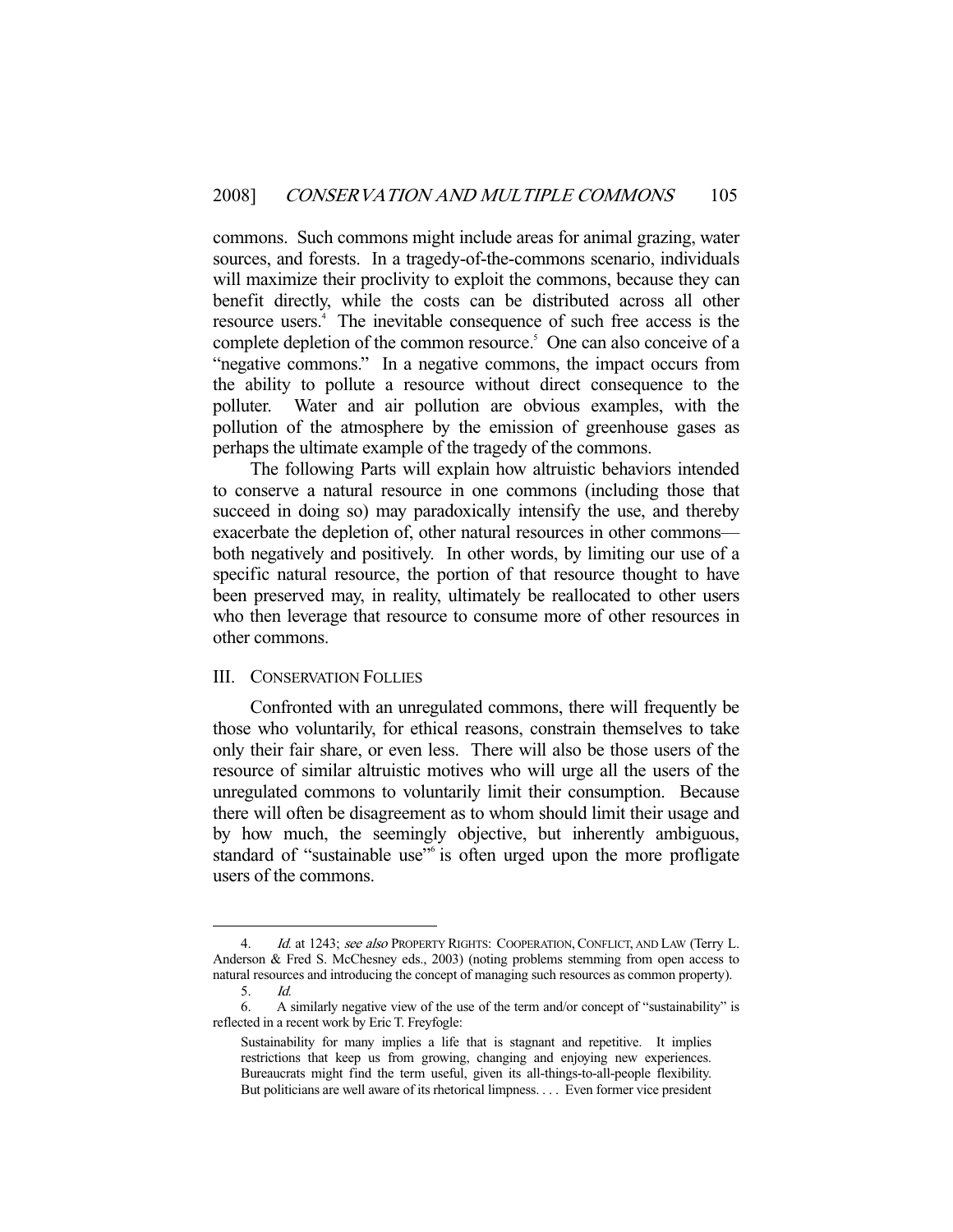commons. Such commons might include areas for animal grazing, water sources, and forests. In a tragedy-of-the-commons scenario, individuals will maximize their proclivity to exploit the commons, because they can benefit directly, while the costs can be distributed across all other resource users.[4] The inevitable consequence of such free access is the complete depletion of the common resource.[5] One can also conceive of a "negative commons." In a negative commons, the impact occurs from the ability to pollute a resource without direct consequence to the polluter. Water and air pollution are obvious examples, with the pollution of the atmosphere by the emission of greenhouse gases as perhaps the ultimate example of the tragedy of the commons.

The following Parts will explain how altruistic behaviors intended to conserve a natural resource in one commons (including those that succeed in doing so) may paradoxically intensify the use, and thereby exacerbate the depletion of, other natural resources in other commons—both negatively and positively. In other words, by limiting our use of a specific natural resource, the portion of that resource thought to have been preserved may, in reality, ultimately be reallocated to other users who then leverage that resource to consume more of other resources in other commons.

## III. CONSERVATION FOLLIES

Confronted with an unregulated commons, there will frequently be those who voluntarily, for ethical reasons, constrain themselves to take only their fair share, or even less. There will also be those users of the resource of similar altruistic motives who will urge all the users of the unregulated commons to voluntarily limit their consumption. Because there will often be disagreement as to whom should limit their usage and by how much, the seemingly objective, but inherently ambiguous, standard of "sustainable use"[6] is often urged upon the more profligate users of the commons.

---

4. *Id.* at 1243; *see also* PROPERTY RIGHTS: COOPERATION, CONFLICT, AND LAW (Terry L. Anderson & Fred S. McChesney eds., 2003) (noting problems stemming from open access to natural resources and introducing the concept of managing such resources as common property).

5. *Id.*

6. A similarly negative view of the use of the term and/or concept of "sustainability" is reflected in a recent work by Eric T. Freyfogle:

> Sustainability for many implies a life that is stagnant and repetitive. It implies restrictions that keep us from growing, changing and enjoying new experiences. Bureaucrats might find the term useful, given its all-things-to-all-people flexibility. But politicians are well aware of its rhetorical limpness. . . . Even former vice president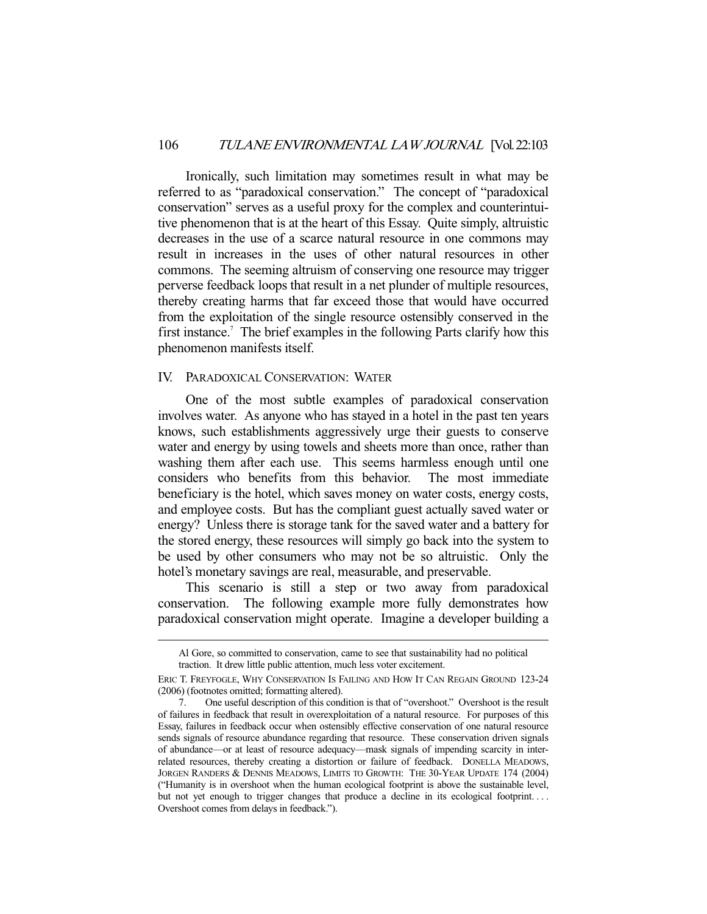Ironically, such limitation may sometimes result in what may be referred to as "paradoxical conservation." The concept of "paradoxical conservation" serves as a useful proxy for the complex and counterintuitive phenomenon that is at the heart of this Essay. Quite simply, altruistic decreases in the use of a scarce natural resource in one commons may result in increases in the uses of other natural resources in other commons. The seeming altruism of conserving one resource may trigger perverse feedback loops that result in a net plunder of multiple resources, thereby creating harms that far exceed those that would have occurred from the exploitation of the single resource ostensibly conserved in the first instance.[7] The brief examples in the following Parts clarify how this phenomenon manifests itself.

## IV. PARADOXICAL CONSERVATION: WATER

One of the most subtle examples of paradoxical conservation involves water. As anyone who has stayed in a hotel in the past ten years knows, such establishments aggressively urge their guests to conserve water and energy by using towels and sheets more than once, rather than washing them after each use. This seems harmless enough until one considers who benefits from this behavior. The most immediate beneficiary is the hotel, which saves money on water costs, energy costs, and employee costs. But has the compliant guest actually saved water or energy? Unless there is storage tank for the saved water and a battery for the stored energy, these resources will simply go back into the system to be used by other consumers who may not be so altruistic. Only the hotel's monetary savings are real, measurable, and preservable.

This scenario is still a step or two away from paradoxical conservation. The following example more fully demonstrates how paradoxical conservation might operate. Imagine a developer building a

---

> Al Gore, so committed to conservation, came to see that sustainability had no political traction. It drew little public attention, much less voter excitement.

ERIC T. FREYFOGLE, WHY CONSERVATION IS FAILING AND HOW IT CAN REGAIN GROUND 123-24 (2006) (footnotes omitted; formatting altered).

7. One useful description of this condition is that of "overshoot." Overshoot is the result of failures in feedback that result in overexploitation of a natural resource. For purposes of this Essay, failures in feedback occur when ostensibly effective conservation of one natural resource sends signals of resource abundance regarding that resource. These conservation driven signals of abundance—or at least of resource adequacy—mask signals of impending scarcity in interrelated resources, thereby creating a distortion or failure of feedback. DONELLA MEADOWS, JORGEN RANDERS & DENNIS MEADOWS, LIMITS TO GROWTH: THE 30-YEAR UPDATE 174 (2004) ("Humanity is in overshoot when the human ecological footprint is above the sustainable level, but not yet enough to trigger changes that produce a decline in its ecological footprint. . . . Overshoot comes from delays in feedback.").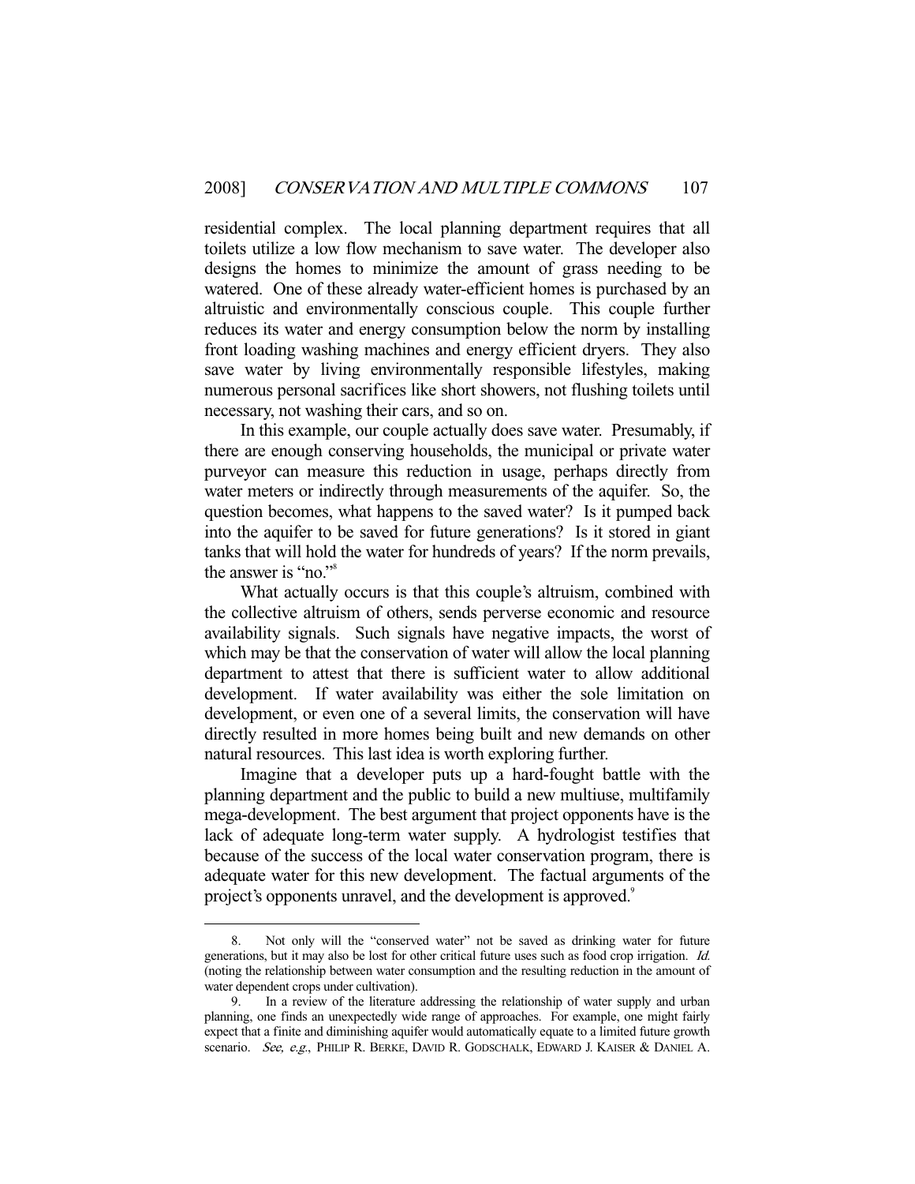residential complex. The local planning department requires that all toilets utilize a low flow mechanism to save water. The developer also designs the homes to minimize the amount of grass needing to be watered. One of these already water-efficient homes is purchased by an altruistic and environmentally conscious couple. This couple further reduces its water and energy consumption below the norm by installing front loading washing machines and energy efficient dryers. They also save water by living environmentally responsible lifestyles, making numerous personal sacrifices like short showers, not flushing toilets until necessary, not washing their cars, and so on.

In this example, our couple actually does save water. Presumably, if there are enough conserving households, the municipal or private water purveyor can measure this reduction in usage, perhaps directly from water meters or indirectly through measurements of the aquifer. So, the question becomes, what happens to the saved water? Is it pumped back into the aquifer to be saved for future generations? Is it stored in giant tanks that will hold the water for hundreds of years? If the norm prevails, the answer is "no."[8]

What actually occurs is that this couple's altruism, combined with the collective altruism of others, sends perverse economic and resource availability signals. Such signals have negative impacts, the worst of which may be that the conservation of water will allow the local planning department to attest that there is sufficient water to allow additional development. If water availability was either the sole limitation on development, or even one of a several limits, the conservation will have directly resulted in more homes being built and new demands on other natural resources. This last idea is worth exploring further.

Imagine that a developer puts up a hard-fought battle with the planning department and the public to build a new multiuse, multifamily mega-development. The best argument that project opponents have is the lack of adequate long-term water supply. A hydrologist testifies that because of the success of the local water conservation program, there is adequate water for this new development. The factual arguments of the project's opponents unravel, and the development is approved.[9]

---

8. Not only will the "conserved water" not be saved as drinking water for future generations, but it may also be lost for other critical future uses such as food crop irrigation. *Id.* (noting the relationship between water consumption and the resulting reduction in the amount of water dependent crops under cultivation).

9. In a review of the literature addressing the relationship of water supply and urban planning, one finds an unexpectedly wide range of approaches. For example, one might fairly expect that a finite and diminishing aquifer would automatically equate to a limited future growth scenario. *See, e.g.*, PHILIP R. BERKE, DAVID R. GODSCHALK, EDWARD J. KAISER & DANIEL A.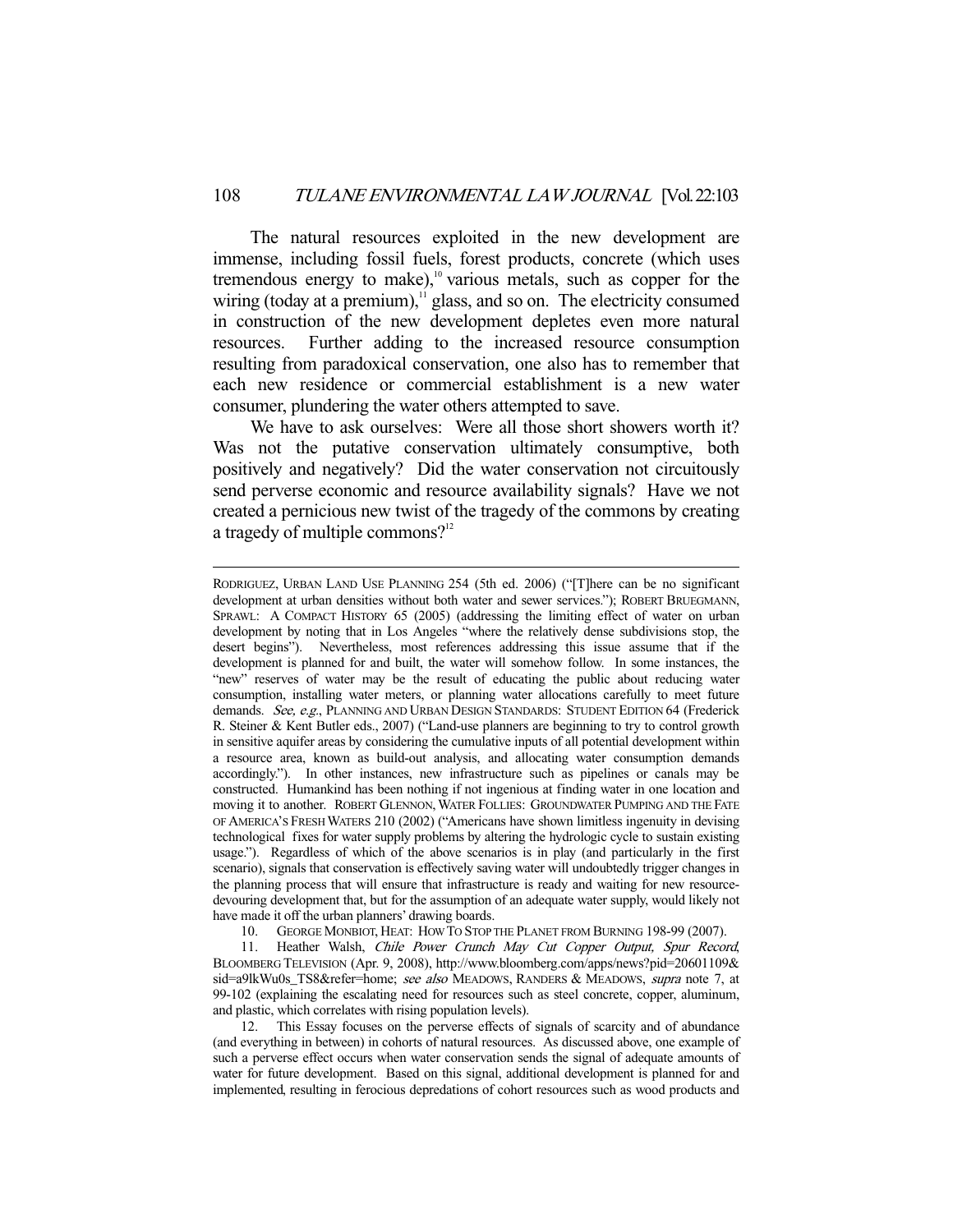The natural resources exploited in the new development are immense, including fossil fuels, forest products, concrete (which uses tremendous energy to make),[10] various metals, such as copper for the wiring (today at a premium),[11] glass, and so on. The electricity consumed in construction of the new development depletes even more natural resources. Further adding to the increased resource consumption resulting from paradoxical conservation, one also has to remember that each new residence or commercial establishment is a new water consumer, plundering the water others attempted to save.

We have to ask ourselves: Were all those short showers worth it? Was not the putative conservation ultimately consumptive, both positively and negatively? Did the water conservation not circuitously send perverse economic and resource availability signals? Have we not created a pernicious new twist of the tragedy of the commons by creating a tragedy of multiple commons?[12]

---

RODRIGUEZ, URBAN LAND USE PLANNING 254 (5th ed. 2006) ("[T]here can be no significant development at urban densities without both water and sewer services."); ROBERT BRUEGMANN, SPRAWL: A COMPACT HISTORY 65 (2005) (addressing the limiting effect of water on urban development by noting that in Los Angeles "where the relatively dense subdivisions stop, the desert begins"). Nevertheless, most references addressing this issue assume that if the development is planned for and built, the water will somehow follow. In some instances, the "new" reserves of water may be the result of educating the public about reducing water consumption, installing water meters, or planning water allocations carefully to meet future demands. *See, e.g.*, PLANNING AND URBAN DESIGN STANDARDS: STUDENT EDITION 64 (Frederick R. Steiner & Kent Butler eds., 2007) ("Land-use planners are beginning to try to control growth in sensitive aquifer areas by considering the cumulative inputs of all potential development within a resource area, known as build-out analysis, and allocating water consumption demands accordingly."). In other instances, new infrastructure such as pipelines or canals may be constructed. Humankind has been nothing if not ingenious at finding water in one location and moving it to another. ROBERT GLENNON, WATER FOLLIES: GROUNDWATER PUMPING AND THE FATE OF AMERICA'S FRESH WATERS 210 (2002) ("Americans have shown limitless ingenuity in devising technological fixes for water supply problems by altering the hydrologic cycle to sustain existing usage."). Regardless of which of the above scenarios is in play (and particularly in the first scenario), signals that conservation is effectively saving water will undoubtedly trigger changes in the planning process that will ensure that infrastructure is ready and waiting for new resource-devouring development that, but for the assumption of an adequate water supply, would likely not have made it off the urban planners' drawing boards.

10. GEORGE MONBIOT, HEAT: HOW TO STOP THE PLANET FROM BURNING 198-99 (2007).

11. Heather Walsh, *Chile Power Crunch May Cut Copper Output, Spur Record*, BLOOMBERG TELEVISION (Apr. 9, 2008), http://www.bloomberg.com/apps/news?pid=20601109&sid=a9lkWu0s_TS8&refer=home; *see also* MEADOWS, RANDERS & MEADOWS, *supra* note 7, at 99-102 (explaining the escalating need for resources such as steel concrete, copper, aluminum, and plastic, which correlates with rising population levels).

12. This Essay focuses on the perverse effects of signals of scarcity and of abundance (and everything in between) in cohorts of natural resources. As discussed above, one example of such a perverse effect occurs when water conservation sends the signal of adequate amounts of water for future development. Based on this signal, additional development is planned for and implemented, resulting in ferocious depredations of cohort resources such as wood products and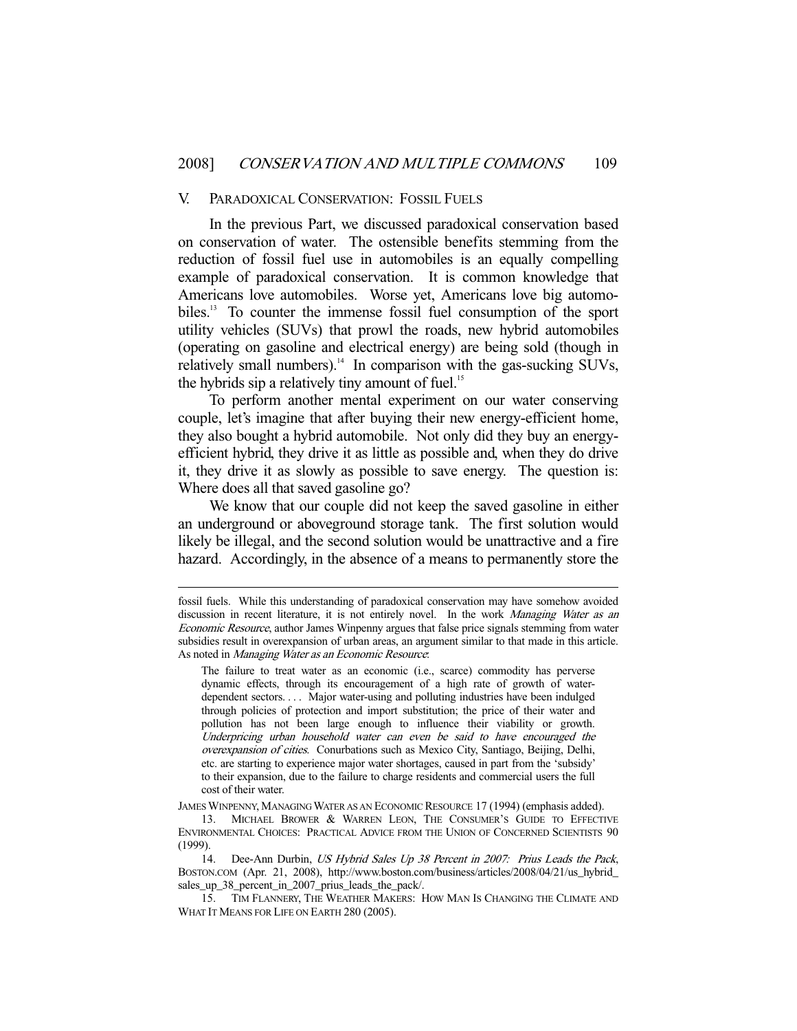## V. Paradoxical Conservation: Fossil Fuels

In the previous Part, we discussed paradoxical conservation based on conservation of water. The ostensible benefits stemming from the reduction of fossil fuel use in automobiles is an equally compelling example of paradoxical conservation. It is common knowledge that Americans love automobiles. Worse yet, Americans love big automobiles.[13] To counter the immense fossil fuel consumption of the sport utility vehicles (SUVs) that prowl the roads, new hybrid automobiles (operating on gasoline and electrical energy) are being sold (though in relatively small numbers).[14] In comparison with the gas-sucking SUVs, the hybrids sip a relatively tiny amount of fuel.[15]

To perform another mental experiment on our water conserving couple, let's imagine that after buying their new energy-efficient home, they also bought a hybrid automobile. Not only did they buy an energy-efficient hybrid, they drive it as little as possible and, when they do drive it, they drive it as slowly as possible to save energy. The question is: Where does all that saved gasoline go?

We know that our couple did not keep the saved gasoline in either an underground or aboveground storage tank. The first solution would likely be illegal, and the second solution would be unattractive and a fire hazard. Accordingly, in the absence of a means to permanently store the

---

fossil fuels. While this understanding of paradoxical conservation may have somehow avoided discussion in recent literature, it is not entirely novel. In the work *Managing Water as an Economic Resource*, author James Winpenny argues that false price signals stemming from water subsidies result in overexpansion of urban areas, an argument similar to that made in this article. As noted in *Managing Water as an Economic Resource*:

> The failure to treat water as an economic (i.e., scarce) commodity has perverse dynamic effects, through its encouragement of a high rate of growth of water-dependent sectors. . . . Major water-using and polluting industries have been indulged through policies of protection and import substitution; the price of their water and pollution has not been large enough to influence their viability or growth. *Underpricing urban household water can even be said to have encouraged the overexpansion of cities*. Conurbations such as Mexico City, Santiago, Beijing, Delhi, etc. are starting to experience major water shortages, caused in part from the 'subsidy' to their expansion, due to the failure to charge residents and commercial users the full cost of their water.

James Winpenny, Managing Water as an Economic Resource 17 (1994) (emphasis added).

13. Michael Brower & Warren Leon, The Consumer's Guide to Effective Environmental Choices: Practical Advice from the Union of Concerned Scientists 90 (1999).

14. Dee-Ann Durbin, *US Hybrid Sales Up 38 Percent in 2007: Prius Leads the Pack*, Boston.com (Apr. 21, 2008), http://www.boston.com/business/articles/2008/04/21/us_hybrid_sales_up_38_percent_in_2007_prius_leads_the_pack/.

15. Tim Flannery, The Weather Makers: How Man Is Changing the Climate and What It Means for Life on Earth 280 (2005).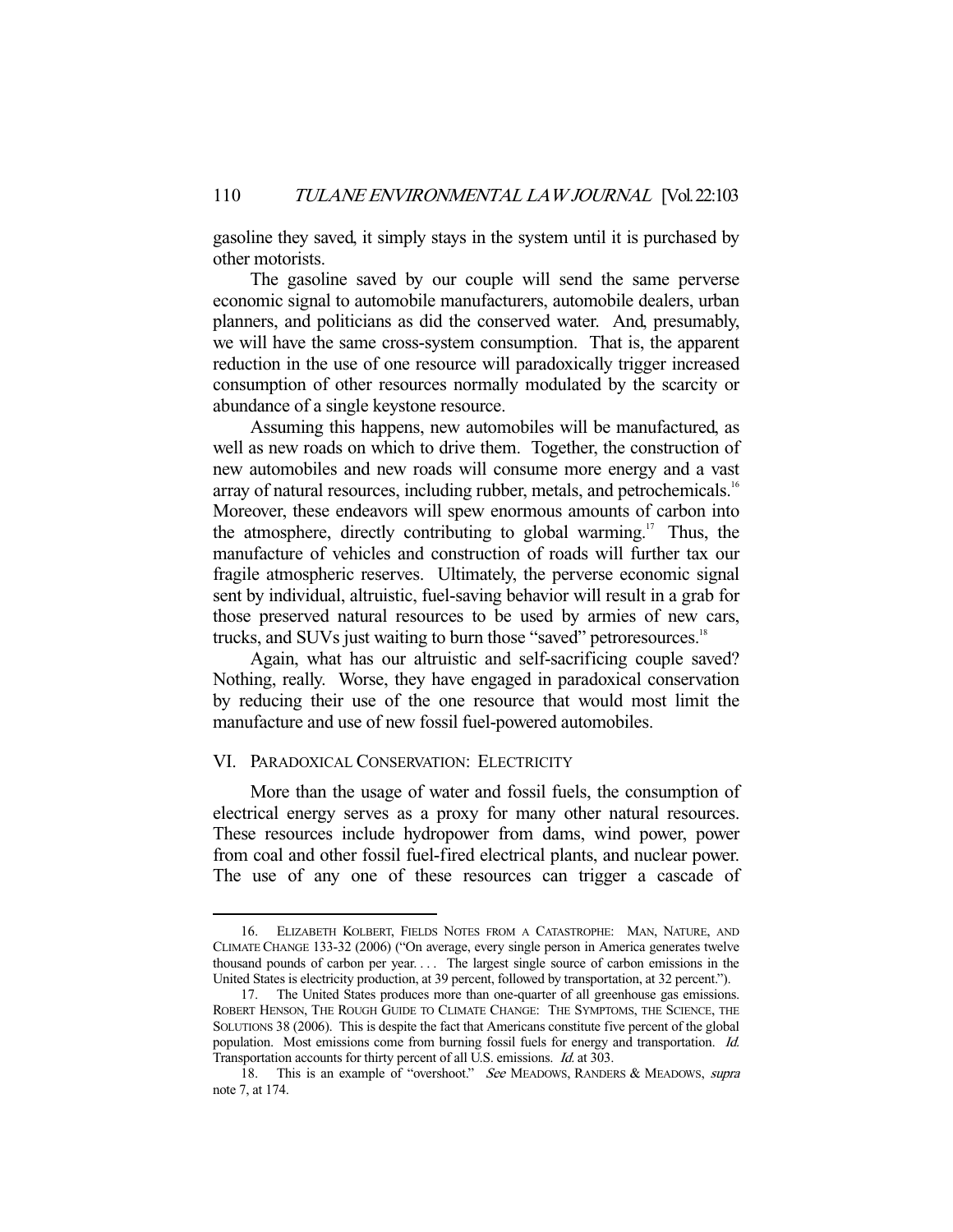gasoline they saved, it simply stays in the system until it is purchased by other motorists.

The gasoline saved by our couple will send the same perverse economic signal to automobile manufacturers, automobile dealers, urban planners, and politicians as did the conserved water. And, presumably, we will have the same cross-system consumption. That is, the apparent reduction in the use of one resource will paradoxically trigger increased consumption of other resources normally modulated by the scarcity or abundance of a single keystone resource.

Assuming this happens, new automobiles will be manufactured, as well as new roads on which to drive them. Together, the construction of new automobiles and new roads will consume more energy and a vast array of natural resources, including rubber, metals, and petrochemicals.[16] Moreover, these endeavors will spew enormous amounts of carbon into the atmosphere, directly contributing to global warming.[17] Thus, the manufacture of vehicles and construction of roads will further tax our fragile atmospheric reserves. Ultimately, the perverse economic signal sent by individual, altruistic, fuel-saving behavior will result in a grab for those preserved natural resources to be used by armies of new cars, trucks, and SUVs just waiting to burn those "saved" petroresources.[18]

Again, what has our altruistic and self-sacrificing couple saved? Nothing, really. Worse, they have engaged in paradoxical conservation by reducing their use of the one resource that would most limit the manufacture and use of new fossil fuel-powered automobiles.

## VI. PARADOXICAL CONSERVATION: ELECTRICITY

More than the usage of water and fossil fuels, the consumption of electrical energy serves as a proxy for many other natural resources. These resources include hydropower from dams, wind power, power from coal and other fossil fuel-fired electrical plants, and nuclear power. The use of any one of these resources can trigger a cascade of

---

16. ELIZABETH KOLBERT, FIELDS NOTES FROM A CATASTROPHE: MAN, NATURE, AND CLIMATE CHANGE 133-32 (2006) ("On average, every single person in America generates twelve thousand pounds of carbon per year. . . . The largest single source of carbon emissions in the United States is electricity production, at 39 percent, followed by transportation, at 32 percent.").

17. The United States produces more than one-quarter of all greenhouse gas emissions. ROBERT HENSON, THE ROUGH GUIDE TO CLIMATE CHANGE: THE SYMPTOMS, THE SCIENCE, THE SOLUTIONS 38 (2006). This is despite the fact that Americans constitute five percent of the global population. Most emissions come from burning fossil fuels for energy and transportation. *Id.* Transportation accounts for thirty percent of all U.S. emissions. *Id.* at 303.

18. This is an example of "overshoot." *See* MEADOWS, RANDERS & MEADOWS, *supra* note 7, at 174.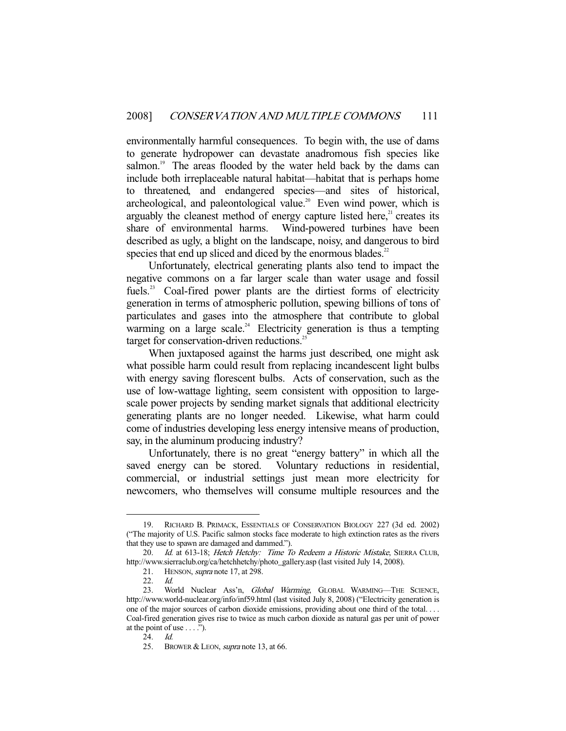environmentally harmful consequences. To begin with, the use of dams to generate hydropower can devastate anadromous fish species like salmon.[19] The areas flooded by the water held back by the dams can include both irreplaceable natural habitat—habitat that is perhaps home to threatened, and endangered species—and sites of historical, archeological, and paleontological value.[20] Even wind power, which is arguably the cleanest method of energy capture listed here,[21] creates its share of environmental harms. Wind-powered turbines have been described as ugly, a blight on the landscape, noisy, and dangerous to bird species that end up sliced and diced by the enormous blades.[22]

Unfortunately, electrical generating plants also tend to impact the negative commons on a far larger scale than water usage and fossil fuels.[23] Coal-fired power plants are the dirtiest forms of electricity generation in terms of atmospheric pollution, spewing billions of tons of particulates and gases into the atmosphere that contribute to global warming on a large scale.[24] Electricity generation is thus a tempting target for conservation-driven reductions.[25]

When juxtaposed against the harms just described, one might ask what possible harm could result from replacing incandescent light bulbs with energy saving florescent bulbs. Acts of conservation, such as the use of low-wattage lighting, seem consistent with opposition to large-scale power projects by sending market signals that additional electricity generating plants are no longer needed. Likewise, what harm could come of industries developing less energy intensive means of production, say, in the aluminum producing industry?

Unfortunately, there is no great "energy battery" in which all the saved energy can be stored. Voluntary reductions in residential, commercial, or industrial settings just mean more electricity for newcomers, who themselves will consume multiple resources and the

---

19. RICHARD B. PRIMACK, ESSENTIALS OF CONSERVATION BIOLOGY 227 (3d ed. 2002) ("The majority of U.S. Pacific salmon stocks face moderate to high extinction rates as the rivers that they use to spawn are damaged and dammed.").

20. *Id.* at 613-18; *Hetch Hetchy: Time To Redeem a Historic Mistake*, SIERRA CLUB, http://www.sierraclub.org/ca/hetchhetchy/photo_gallery.asp (last visited July 14, 2008).

21. HENSON, *supra* note 17, at 298.

22. *Id.*

23. World Nuclear Ass'n, *Global Warming*, GLOBAL WARMING—THE SCIENCE, http://www.world-nuclear.org/info/inf59.html (last visited July 8, 2008) ("Electricity generation is one of the major sources of carbon dioxide emissions, providing about one third of the total. . . . Coal-fired generation gives rise to twice as much carbon dioxide as natural gas per unit of power at the point of use . . . .").

24. *Id.*

25. BROWER & LEON, *supra* note 13, at 66.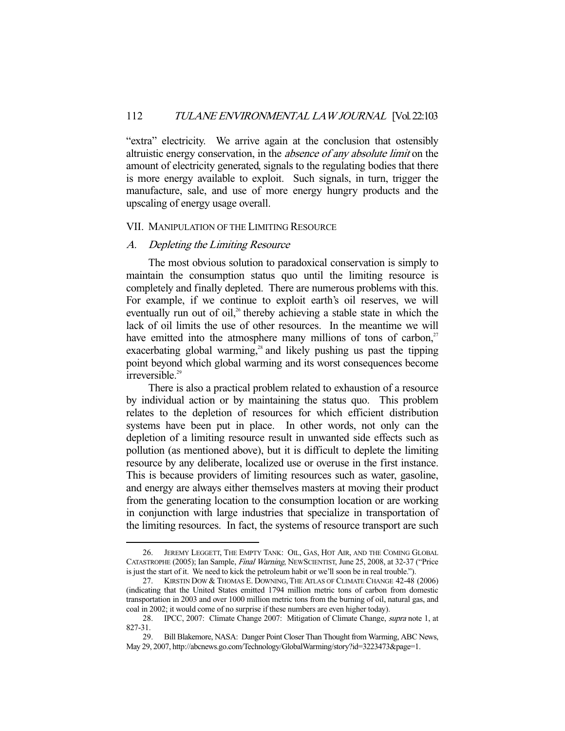"extra" electricity. We arrive again at the conclusion that ostensibly altruistic energy conservation, in the *absence of any absolute limit* on the amount of electricity generated, signals to the regulating bodies that there is more energy available to exploit. Such signals, in turn, trigger the manufacture, sale, and use of more energy hungry products and the upscaling of energy usage overall.

## VII. Manipulation of the Limiting Resource

### *A. Depleting the Limiting Resource*

The most obvious solution to paradoxical conservation is simply to maintain the consumption status quo until the limiting resource is completely and finally depleted. There are numerous problems with this. For example, if we continue to exploit earth's oil reserves, we will eventually run out of oil,[26] thereby achieving a stable state in which the lack of oil limits the use of other resources. In the meantime we will have emitted into the atmosphere many millions of tons of carbon,[27] exacerbating global warming,[28] and likely pushing us past the tipping point beyond which global warming and its worst consequences become irreversible.[29]

There is also a practical problem related to exhaustion of a resource by individual action or by maintaining the status quo. This problem relates to the depletion of resources for which efficient distribution systems have been put in place. In other words, not only can the depletion of a limiting resource result in unwanted side effects such as pollution (as mentioned above), but it is difficult to deplete the limiting resource by any deliberate, localized use or overuse in the first instance. This is because providers of limiting resources such as water, gasoline, and energy are always either themselves masters at moving their product from the generating location to the consumption location or are working in conjunction with large industries that specialize in transportation of the limiting resources. In fact, the systems of resource transport are such

---

26. Jeremy Leggett, The Empty Tank: Oil, Gas, Hot Air, and the Coming Global Catastrophe (2005); Ian Sample, *Final Warning*, NewScientist, June 25, 2008, at 32-37 ("Price is just the start of it. We need to kick the petroleum habit or we'll soon be in real trouble.").

27. Kirstin Dow & Thomas E. Downing, The Atlas of Climate Change 42-48 (2006) (indicating that the United States emitted 1794 million metric tons of carbon from domestic transportation in 2003 and over 1000 million metric tons from the burning of oil, natural gas, and coal in 2002; it would come of no surprise if these numbers are even higher today).

28. IPCC, 2007: Climate Change 2007: Mitigation of Climate Change, *supra* note 1, at 827-31.

29. Bill Blakemore, NASA: Danger Point Closer Than Thought from Warming, ABC News, May 29, 2007, http://abcnews.go.com/Technology/GlobalWarming/story?id=3223473&page=1.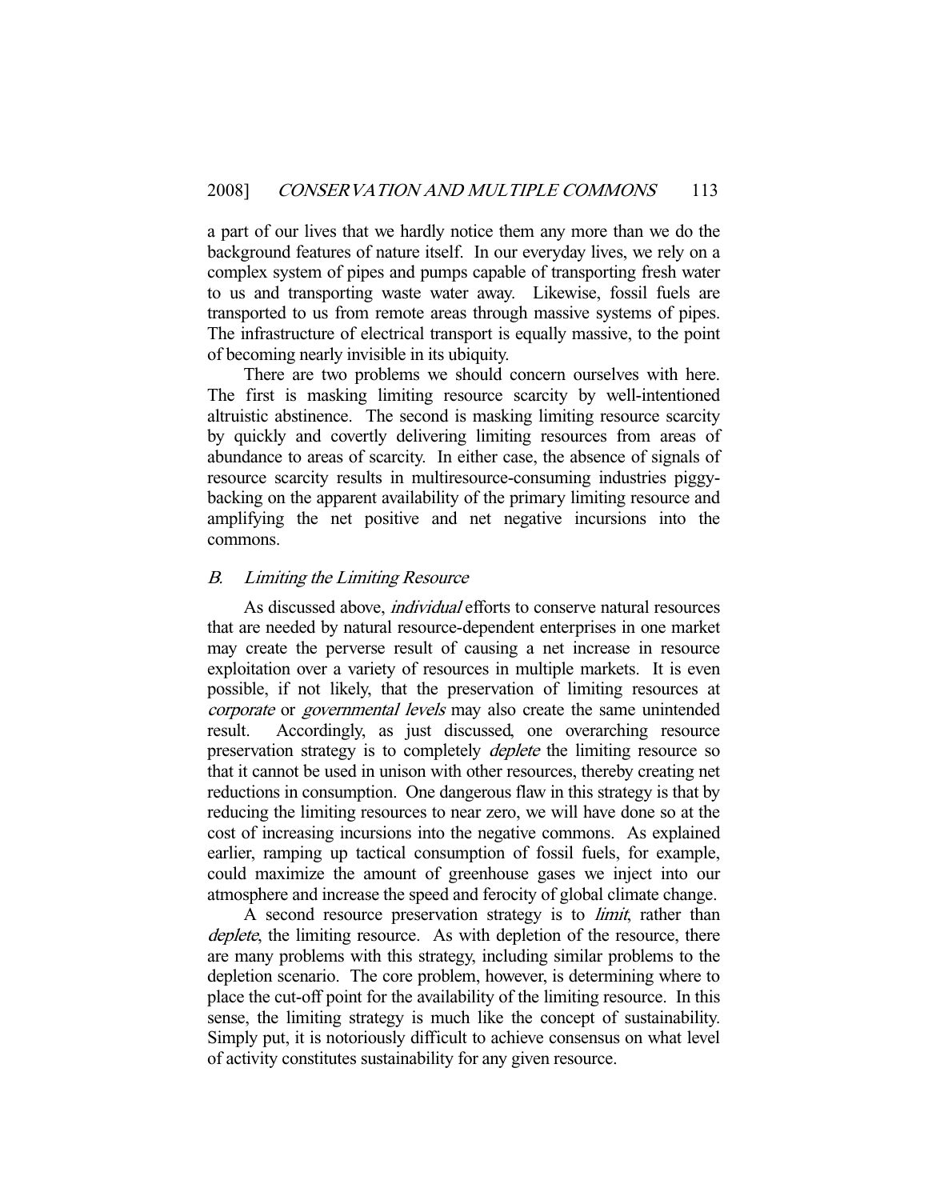a part of our lives that we hardly notice them any more than we do the background features of nature itself. In our everyday lives, we rely on a complex system of pipes and pumps capable of transporting fresh water to us and transporting waste water away. Likewise, fossil fuels are transported to us from remote areas through massive systems of pipes. The infrastructure of electrical transport is equally massive, to the point of becoming nearly invisible in its ubiquity.

There are two problems we should concern ourselves with here. The first is masking limiting resource scarcity by well-intentioned altruistic abstinence. The second is masking limiting resource scarcity by quickly and covertly delivering limiting resources from areas of abundance to areas of scarcity. In either case, the absence of signals of resource scarcity results in multiresource-consuming industries piggy-backing on the apparent availability of the primary limiting resource and amplifying the net positive and net negative incursions into the commons.

### *B. Limiting the Limiting Resource*

As discussed above, *individual* efforts to conserve natural resources that are needed by natural resource-dependent enterprises in one market may create the perverse result of causing a net increase in resource exploitation over a variety of resources in multiple markets. It is even possible, if not likely, that the preservation of limiting resources at *corporate* or *governmental levels* may also create the same unintended result. Accordingly, as just discussed, one overarching resource preservation strategy is to completely *deplete* the limiting resource so that it cannot be used in unison with other resources, thereby creating net reductions in consumption. One dangerous flaw in this strategy is that by reducing the limiting resources to near zero, we will have done so at the cost of increasing incursions into the negative commons. As explained earlier, ramping up tactical consumption of fossil fuels, for example, could maximize the amount of greenhouse gases we inject into our atmosphere and increase the speed and ferocity of global climate change.

A second resource preservation strategy is to *limit*, rather than *deplete*, the limiting resource. As with depletion of the resource, there are many problems with this strategy, including similar problems to the depletion scenario. The core problem, however, is determining where to place the cut-off point for the availability of the limiting resource. In this sense, the limiting strategy is much like the concept of sustainability. Simply put, it is notoriously difficult to achieve consensus on what level of activity constitutes sustainability for any given resource.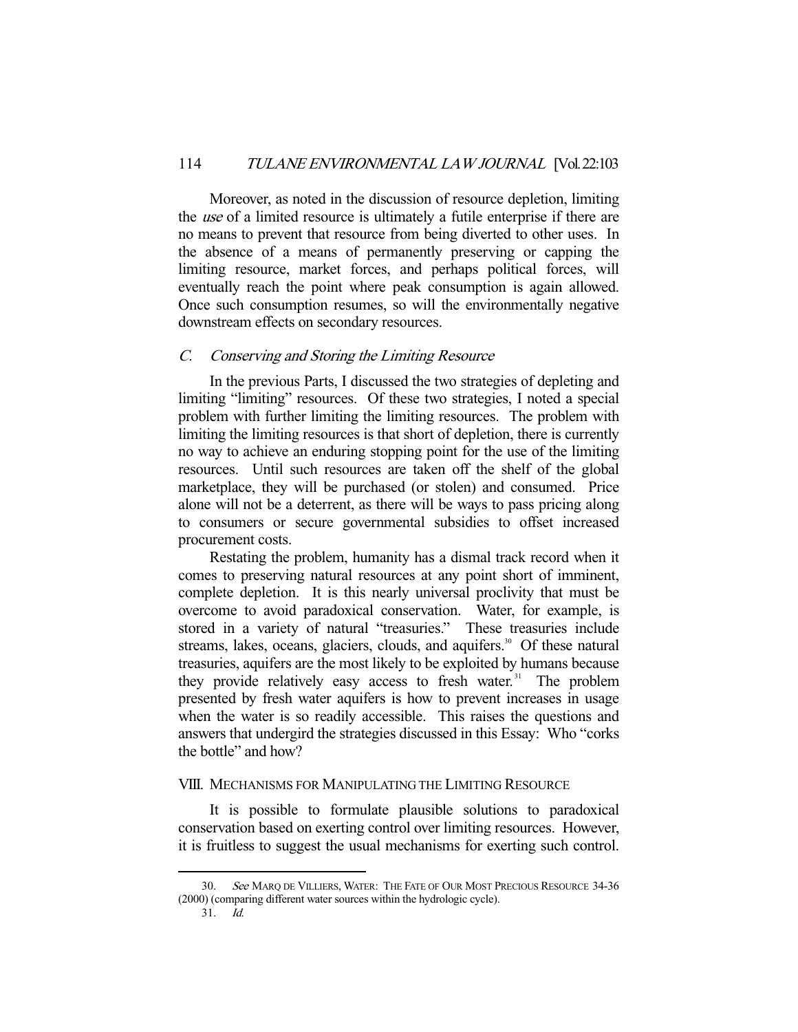Moreover, as noted in the discussion of resource depletion, limiting the *use* of a limited resource is ultimately a futile enterprise if there are no means to prevent that resource from being diverted to other uses. In the absence of a means of permanently preserving or capping the limiting resource, market forces, and perhaps political forces, will eventually reach the point where peak consumption is again allowed. Once such consumption resumes, so will the environmentally negative downstream effects on secondary resources.

### *C. Conserving and Storing the Limiting Resource*

In the previous Parts, I discussed the two strategies of depleting and limiting "limiting" resources. Of these two strategies, I noted a special problem with further limiting the limiting resources. The problem with limiting the limiting resources is that short of depletion, there is currently no way to achieve an enduring stopping point for the use of the limiting resources. Until such resources are taken off the shelf of the global marketplace, they will be purchased (or stolen) and consumed. Price alone will not be a deterrent, as there will be ways to pass pricing along to consumers or secure governmental subsidies to offset increased procurement costs.

Restating the problem, humanity has a dismal track record when it comes to preserving natural resources at any point short of imminent, complete depletion. It is this nearly universal proclivity that must be overcome to avoid paradoxical conservation. Water, for example, is stored in a variety of natural "treasuries." These treasuries include streams, lakes, oceans, glaciers, clouds, and aquifers.[30] Of these natural treasuries, aquifers are the most likely to be exploited by humans because they provide relatively easy access to fresh water.[31] The problem presented by fresh water aquifers is how to prevent increases in usage when the water is so readily accessible. This raises the questions and answers that undergird the strategies discussed in this Essay: Who "corks the bottle" and how?

## VIII. Mechanisms for Manipulating the Limiting Resource

It is possible to formulate plausible solutions to paradoxical conservation based on exerting control over limiting resources. However, it is fruitless to suggest the usual mechanisms for exerting such control.

---

30. *See* MARQ DE VILLIERS, WATER: THE FATE OF OUR MOST PRECIOUS RESOURCE 34-36 (2000) (comparing different water sources within the hydrologic cycle).

31. *Id.*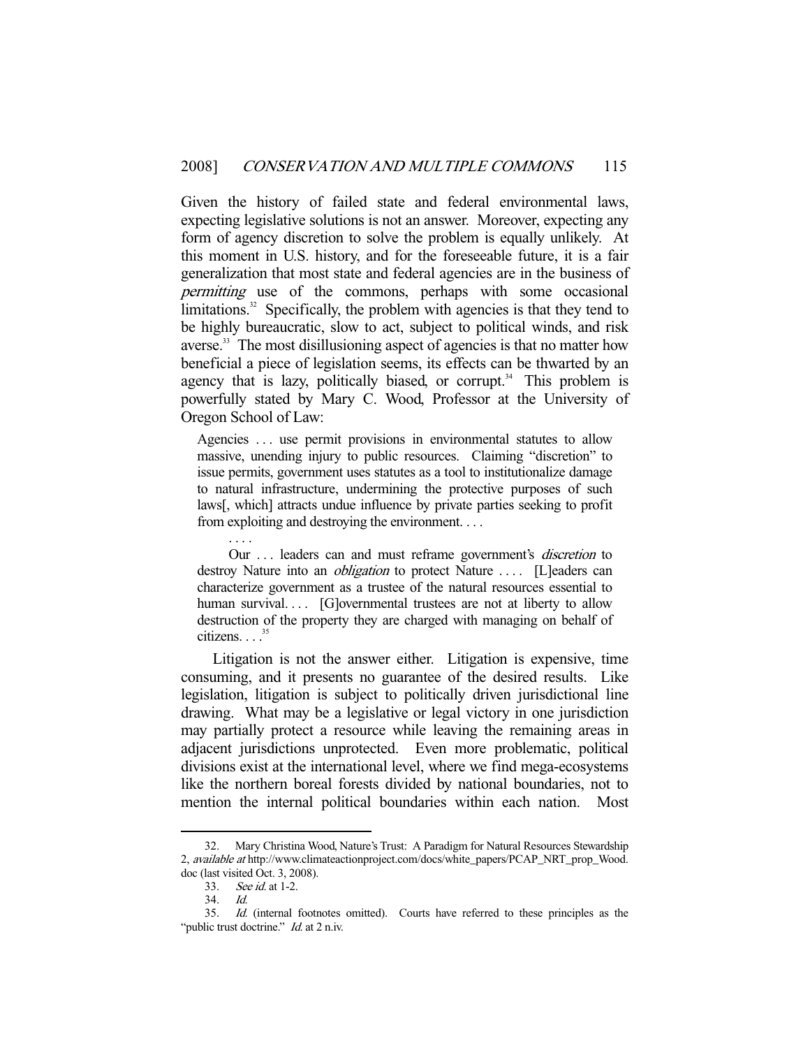Given the history of failed state and federal environmental laws, expecting legislative solutions is not an answer. Moreover, expecting any form of agency discretion to solve the problem is equally unlikely. At this moment in U.S. history, and for the foreseeable future, it is a fair generalization that most state and federal agencies are in the business of *permitting* use of the commons, perhaps with some occasional limitations.[32] Specifically, the problem with agencies is that they tend to be highly bureaucratic, slow to act, subject to political winds, and risk averse.[33] The most disillusioning aspect of agencies is that no matter how beneficial a piece of legislation seems, its effects can be thwarted by an agency that is lazy, politically biased, or corrupt.[34] This problem is powerfully stated by Mary C. Wood, Professor at the University of Oregon School of Law:

> Agencies . . . use permit provisions in environmental statutes to allow massive, unending injury to public resources. Claiming "discretion" to issue permits, government uses statutes as a tool to institutionalize damage to natural infrastructure, undermining the protective purposes of such laws[, which] attracts undue influence by private parties seeking to profit from exploiting and destroying the environment. . . .
>
> . . . .
>
> Our . . . leaders can and must reframe government's *discretion* to destroy Nature into an *obligation* to protect Nature . . . . [L]eaders can characterize government as a trustee of the natural resources essential to human survival. . . . [G]overnmental trustees are not at liberty to allow destruction of the property they are charged with managing on behalf of citizens. . . .[35]

Litigation is not the answer either. Litigation is expensive, time consuming, and it presents no guarantee of the desired results. Like legislation, litigation is subject to politically driven jurisdictional line drawing. What may be a legislative or legal victory in one jurisdiction may partially protect a resource while leaving the remaining areas in adjacent jurisdictions unprotected. Even more problematic, political divisions exist at the international level, where we find mega-ecosystems like the northern boreal forests divided by national boundaries, not to mention the internal political boundaries within each nation. Most

---

32. Mary Christina Wood, Nature's Trust: A Paradigm for Natural Resources Stewardship 2, *available at* http://www.climateactionproject.com/docs/white_papers/PCAP_NRT_prop_Wood.doc (last visited Oct. 3, 2008).

33. *See id.* at 1-2.

34. *Id.*

35. *Id.* (internal footnotes omitted). Courts have referred to these principles as the "public trust doctrine." *Id.* at 2 n.iv.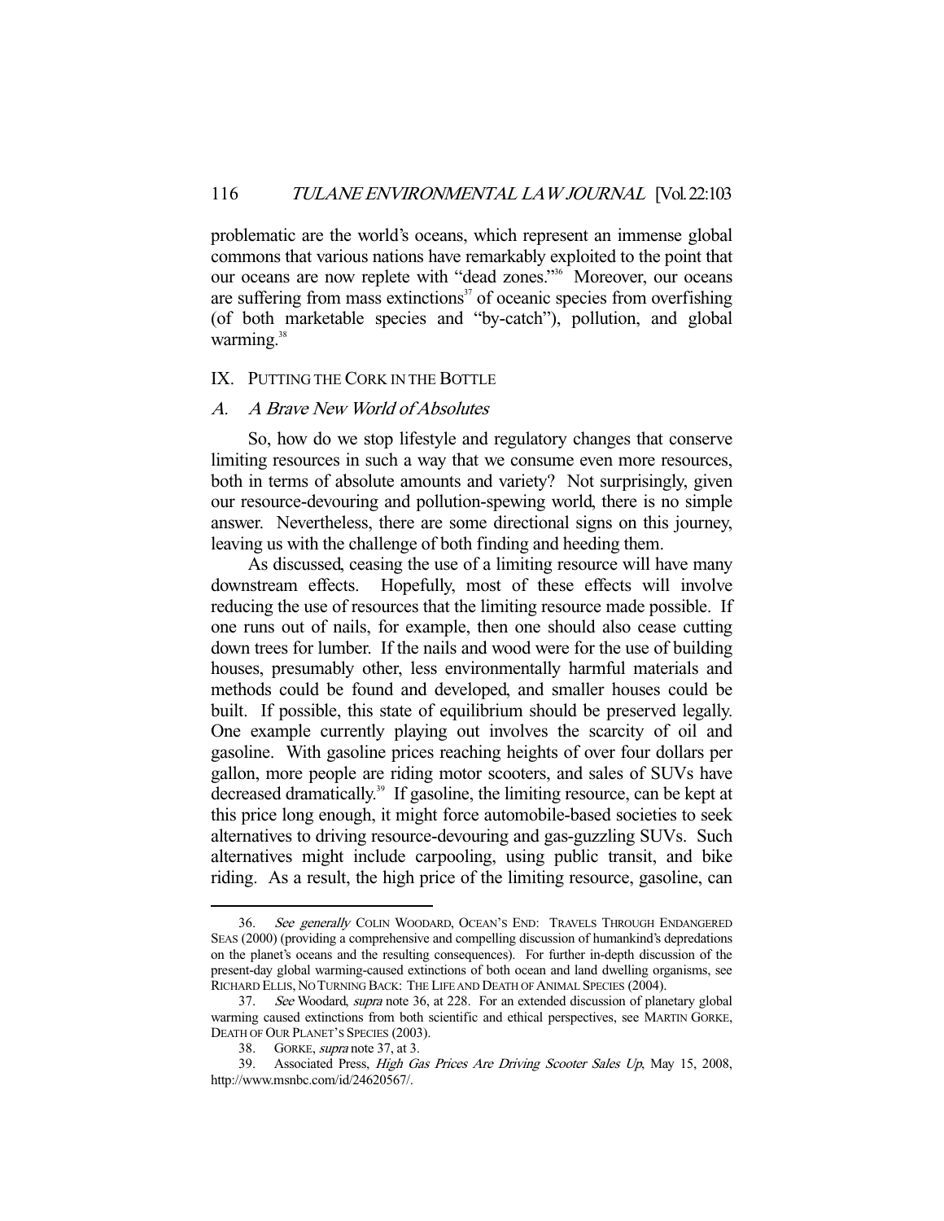problematic are the world's oceans, which represent an immense global commons that various nations have remarkably exploited to the point that our oceans are now replete with "dead zones."[36] Moreover, our oceans are suffering from mass extinctions[37] of oceanic species from overfishing (of both marketable species and "by-catch"), pollution, and global warming.[38]

## IX. PUTTING THE CORK IN THE BOTTLE

### A. *A Brave New World of Absolutes*

So, how do we stop lifestyle and regulatory changes that conserve limiting resources in such a way that we consume even more resources, both in terms of absolute amounts and variety? Not surprisingly, given our resource-devouring and pollution-spewing world, there is no simple answer. Nevertheless, there are some directional signs on this journey, leaving us with the challenge of both finding and heeding them.

As discussed, ceasing the use of a limiting resource will have many downstream effects. Hopefully, most of these effects will involve reducing the use of resources that the limiting resource made possible. If one runs out of nails, for example, then one should also cease cutting down trees for lumber. If the nails and wood were for the use of building houses, presumably other, less environmentally harmful materials and methods could be found and developed, and smaller houses could be built. If possible, this state of equilibrium should be preserved legally. One example currently playing out involves the scarcity of oil and gasoline. With gasoline prices reaching heights of over four dollars per gallon, more people are riding motor scooters, and sales of SUVs have decreased dramatically.[39] If gasoline, the limiting resource, can be kept at this price long enough, it might force automobile-based societies to seek alternatives to driving resource-devouring and gas-guzzling SUVs. Such alternatives might include carpooling, using public transit, and bike riding. As a result, the high price of the limiting resource, gasoline, can

---

36. *See generally* COLIN WOODARD, OCEAN'S END: TRAVELS THROUGH ENDANGERED SEAS (2000) (providing a comprehensive and compelling discussion of humankind's depredations on the planet's oceans and the resulting consequences). For further in-depth discussion of the present-day global warming-caused extinctions of both ocean and land dwelling organisms, see RICHARD ELLIS, NO TURNING BACK: THE LIFE AND DEATH OF ANIMAL SPECIES (2004).

37. *See* Woodard, *supra* note 36, at 228. For an extended discussion of planetary global warming caused extinctions from both scientific and ethical perspectives, see MARTIN GORKE, DEATH OF OUR PLANET'S SPECIES (2003).

38. GORKE, *supra* note 37, at 3.

39. Associated Press, *High Gas Prices Are Driving Scooter Sales Up*, May 15, 2008, http://www.msnbc.com/id/24620567/.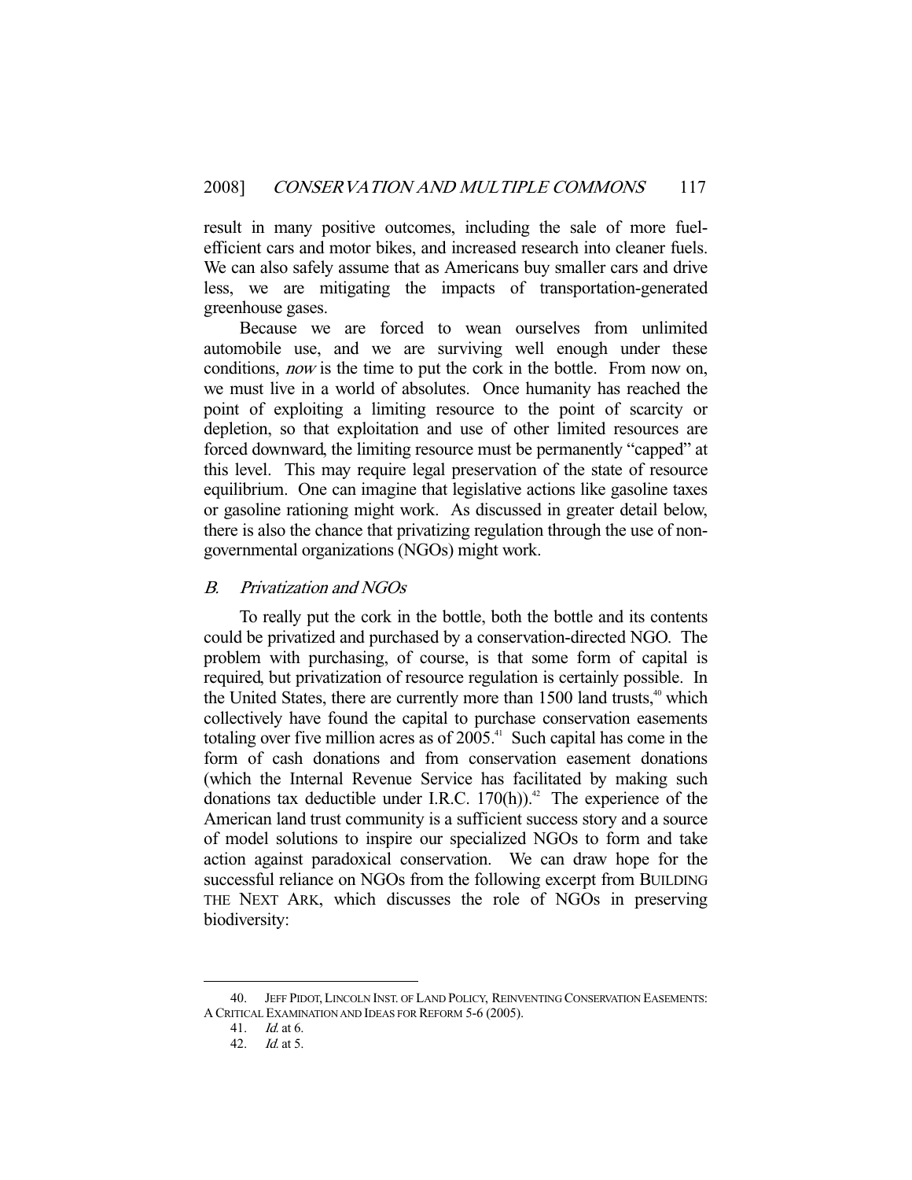result in many positive outcomes, including the sale of more fuel-efficient cars and motor bikes, and increased research into cleaner fuels. We can also safely assume that as Americans buy smaller cars and drive less, we are mitigating the impacts of transportation-generated greenhouse gases.

Because we are forced to wean ourselves from unlimited automobile use, and we are surviving well enough under these conditions, *now* is the time to put the cork in the bottle. From now on, we must live in a world of absolutes. Once humanity has reached the point of exploiting a limiting resource to the point of scarcity or depletion, so that exploitation and use of other limited resources are forced downward, the limiting resource must be permanently "capped" at this level. This may require legal preservation of the state of resource equilibrium. One can imagine that legislative actions like gasoline taxes or gasoline rationing might work. As discussed in greater detail below, there is also the chance that privatizing regulation through the use of non-governmental organizations (NGOs) might work.

### *B. Privatization and NGOs*

To really put the cork in the bottle, both the bottle and its contents could be privatized and purchased by a conservation-directed NGO. The problem with purchasing, of course, is that some form of capital is required, but privatization of resource regulation is certainly possible. In the United States, there are currently more than 1500 land trusts,[40] which collectively have found the capital to purchase conservation easements totaling over five million acres as of 2005.[41] Such capital has come in the form of cash donations and from conservation easement donations (which the Internal Revenue Service has facilitated by making such donations tax deductible under I.R.C. 170(h)).[42] The experience of the American land trust community is a sufficient success story and a source of model solutions to inspire our specialized NGOs to form and take action against paradoxical conservation. We can draw hope for the successful reliance on NGOs from the following excerpt from BUILDING THE NEXT ARK, which discusses the role of NGOs in preserving biodiversity:

---

40. JEFF PIDOT, LINCOLN INST. OF LAND POLICY, REINVENTING CONSERVATION EASEMENTS: A CRITICAL EXAMINATION AND IDEAS FOR REFORM 5-6 (2005).

41. *Id.* at 6.

42. *Id.* at 5.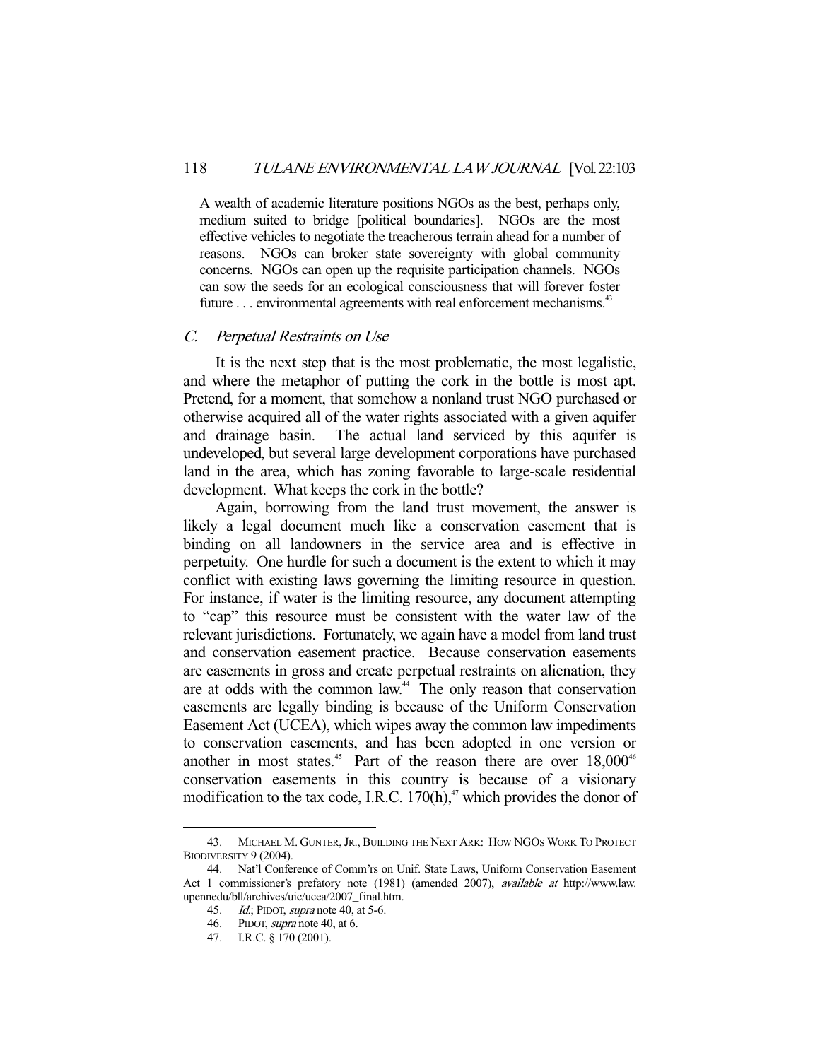> A wealth of academic literature positions NGOs as the best, perhaps only, medium suited to bridge [political boundaries]. NGOs are the most effective vehicles to negotiate the treacherous terrain ahead for a number of reasons. NGOs can broker state sovereignty with global community concerns. NGOs can open up the requisite participation channels. NGOs can sow the seeds for an ecological consciousness that will forever foster future . . . environmental agreements with real enforcement mechanisms.[43]

### C. *Perpetual Restraints on Use*

It is the next step that is the most problematic, the most legalistic, and where the metaphor of putting the cork in the bottle is most apt. Pretend, for a moment, that somehow a nonland trust NGO purchased or otherwise acquired all of the water rights associated with a given aquifer and drainage basin. The actual land serviced by this aquifer is undeveloped, but several large development corporations have purchased land in the area, which has zoning favorable to large-scale residential development. What keeps the cork in the bottle?

Again, borrowing from the land trust movement, the answer is likely a legal document much like a conservation easement that is binding on all landowners in the service area and is effective in perpetuity. One hurdle for such a document is the extent to which it may conflict with existing laws governing the limiting resource in question. For instance, if water is the limiting resource, any document attempting to "cap" this resource must be consistent with the water law of the relevant jurisdictions. Fortunately, we again have a model from land trust and conservation easement practice. Because conservation easements are easements in gross and create perpetual restraints on alienation, they are at odds with the common law.[44] The only reason that conservation easements are legally binding is because of the Uniform Conservation Easement Act (UCEA), which wipes away the common law impediments to conservation easements, and has been adopted in one version or another in most states.[45] Part of the reason there are over 18,000[46] conservation easements in this country is because of a visionary modification to the tax code, I.R.C. 170(h),[47] which provides the donor of

---

43. MICHAEL M. GUNTER, JR., BUILDING THE NEXT ARK: HOW NGOS WORK TO PROTECT BIODIVERSITY 9 (2004).

44. Nat'l Conference of Comm'rs on Unif. State Laws, Uniform Conservation Easement Act 1 commissioner's prefatory note (1981) (amended 2007), *available at* http://www.law.upenn.edu/bll/archives/uic/ucea/2007_final.htm.

45. *Id.*; PIDOT, *supra* note 40, at 5-6.

46. PIDOT, *supra* note 40, at 6.

47. I.R.C. § 170 (2001).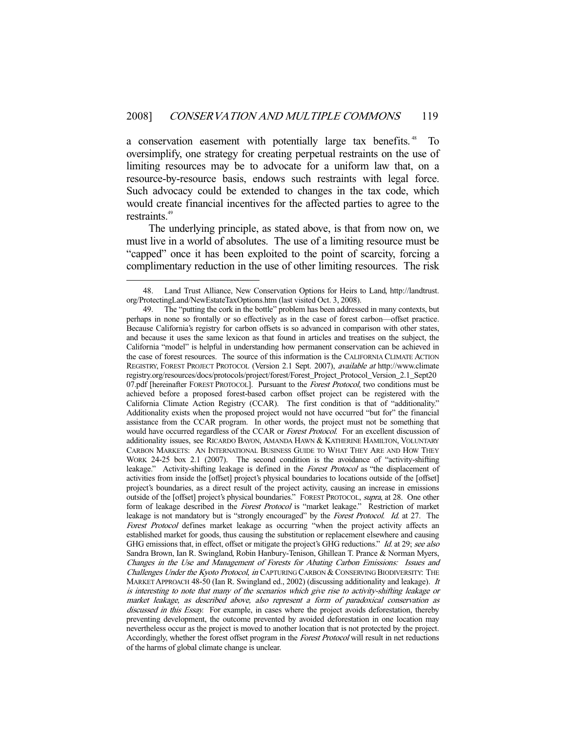a conservation easement with potentially large tax benefits.[48] To oversimplify, one strategy for creating perpetual restraints on the use of limiting resources may be to advocate for a uniform law that, on a resource-by-resource basis, endows such restraints with legal force. Such advocacy could be extended to changes in the tax code, which would create financial incentives for the affected parties to agree to the restraints.[49]

The underlying principle, as stated above, is that from now on, we must live in a world of absolutes. The use of a limiting resource must be "capped" once it has been exploited to the point of scarcity, forcing a complimentary reduction in the use of other limiting resources. The risk

---

48. Land Trust Alliance, New Conservation Options for Heirs to Land, http://landtrust.org/ProtectingLand/NewEstateTaxOptions.htm (last visited Oct. 3, 2008).

49. The "putting the cork in the bottle" problem has been addressed in many contexts, but perhaps in none so frontally or so effectively as in the case of forest carbon—offset practice. Because California's registry for carbon offsets is so advanced in comparison with other states, and because it uses the same lexicon as that found in articles and treatises on the subject, the California "model" is helpful in understanding how permanent conservation can be achieved in the case of forest resources. The source of this information is the CALIFORNIA CLIMATE ACTION REGISTRY, FOREST PROJECT PROTOCOL (Version 2.1 Sept. 2007), *available at* http://www.climateregistry.org/resources/docs/protocols/project/forest/Forest_Project_Protocol_Version_2.1_Sept2007.pdf [hereinafter FOREST PROTOCOL]. Pursuant to the *Forest Protocol*, two conditions must be achieved before a proposed forest-based carbon offset project can be registered with the California Climate Action Registry (CCAR). The first condition is that of "additionality." Additionality exists when the proposed project would not have occurred "but for" the financial assistance from the CCAR program. In other words, the project must not be something that would have occurred regardless of the CCAR or *Forest Protocol*. For an excellent discussion of additionality issues, see RICARDO BAYON, AMANDA HAWN & KATHERINE HAMILTON, VOLUNTARY CARBON MARKETS: AN INTERNATIONAL BUSINESS GUIDE TO WHAT THEY ARE AND HOW THEY WORK 24-25 box 2.1 (2007). The second condition is the avoidance of "activity-shifting leakage." Activity-shifting leakage is defined in the *Forest Protocol* as "the displacement of activities from inside the [offset] project's physical boundaries to locations outside of the [offset] project's boundaries, as a direct result of the project activity, causing an increase in emissions outside of the [offset] project's physical boundaries." FOREST PROTOCOL, *supra*, at 28. One other form of leakage described in the *Forest Protocol* is "market leakage." Restriction of market leakage is not mandatory but is "strongly encouraged" by the *Forest Protocol*. *Id.* at 27. The *Forest Protocol* defines market leakage as occurring "when the project activity affects an established market for goods, thus causing the substitution or replacement elsewhere and causing GHG emissions that, in effect, offset or mitigate the project's GHG reductions." *Id.* at 29; *see also* Sandra Brown, Ian R. Swingland, Robin Hanbury-Tenison, Ghillean T. Prance & Norman Myers, *Changes in the Use and Management of Forests for Abating Carbon Emissions: Issues and Challenges Under the Kyoto Protocol*, *in* CAPTURING CARBON & CONSERVING BIODIVERSITY: THE MARKET APPROACH 48-50 (Ian R. Swingland ed., 2002) (discussing additionality and leakage). *It is interesting to note that many of the scenarios which give rise to activity-shifting leakage or market leakage, as described above, also represent a form of paradoxical conservation as discussed in this Essay.* For example, in cases where the project avoids deforestation, thereby preventing development, the outcome prevented by avoided deforestation in one location may nevertheless occur as the project is moved to another location that is not protected by the project. Accordingly, whether the forest offset program in the *Forest Protocol* will result in net reductions of the harms of global climate change is unclear.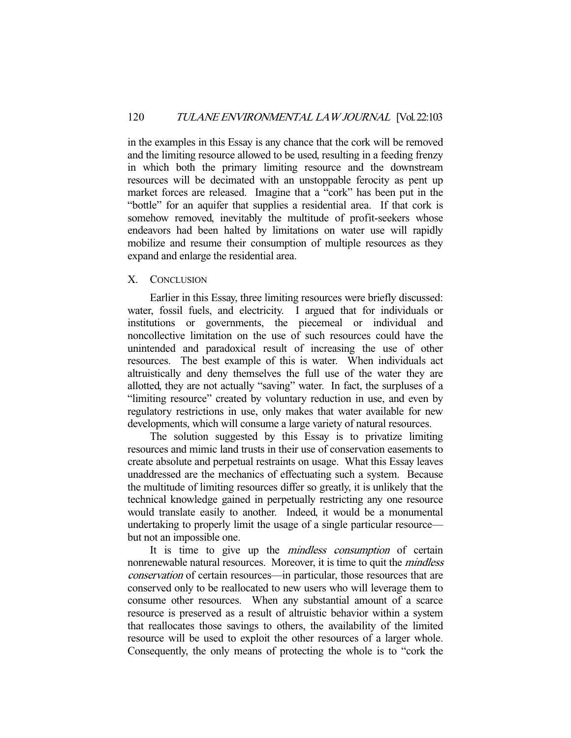in the examples in this Essay is any chance that the cork will be removed and the limiting resource allowed to be used, resulting in a feeding frenzy in which both the primary limiting resource and the downstream resources will be decimated with an unstoppable ferocity as pent up market forces are released. Imagine that a "cork" has been put in the "bottle" for an aquifer that supplies a residential area. If that cork is somehow removed, inevitably the multitude of profit-seekers whose endeavors had been halted by limitations on water use will rapidly mobilize and resume their consumption of multiple resources as they expand and enlarge the residential area.

## X. CONCLUSION

Earlier in this Essay, three limiting resources were briefly discussed: water, fossil fuels, and electricity. I argued that for individuals or institutions or governments, the piecemeal or individual and noncollective limitation on the use of such resources could have the unintended and paradoxical result of increasing the use of other resources. The best example of this is water. When individuals act altruistically and deny themselves the full use of the water they are allotted, they are not actually "saving" water. In fact, the surpluses of a "limiting resource" created by voluntary reduction in use, and even by regulatory restrictions in use, only makes that water available for new developments, which will consume a large variety of natural resources.

The solution suggested by this Essay is to privatize limiting resources and mimic land trusts in their use of conservation easements to create absolute and perpetual restraints on usage. What this Essay leaves unaddressed are the mechanics of effectuating such a system. Because the multitude of limiting resources differ so greatly, it is unlikely that the technical knowledge gained in perpetually restricting any one resource would translate easily to another. Indeed, it would be a monumental undertaking to properly limit the usage of a single particular resource—but not an impossible one.

It is time to give up the *mindless consumption* of certain nonrenewable natural resources. Moreover, it is time to quit the *mindless conservation* of certain resources—in particular, those resources that are conserved only to be reallocated to new users who will leverage them to consume other resources. When any substantial amount of a scarce resource is preserved as a result of altruistic behavior within a system that reallocates those savings to others, the availability of the limited resource will be used to exploit the other resources of a larger whole. Consequently, the only means of protecting the whole is to "cork the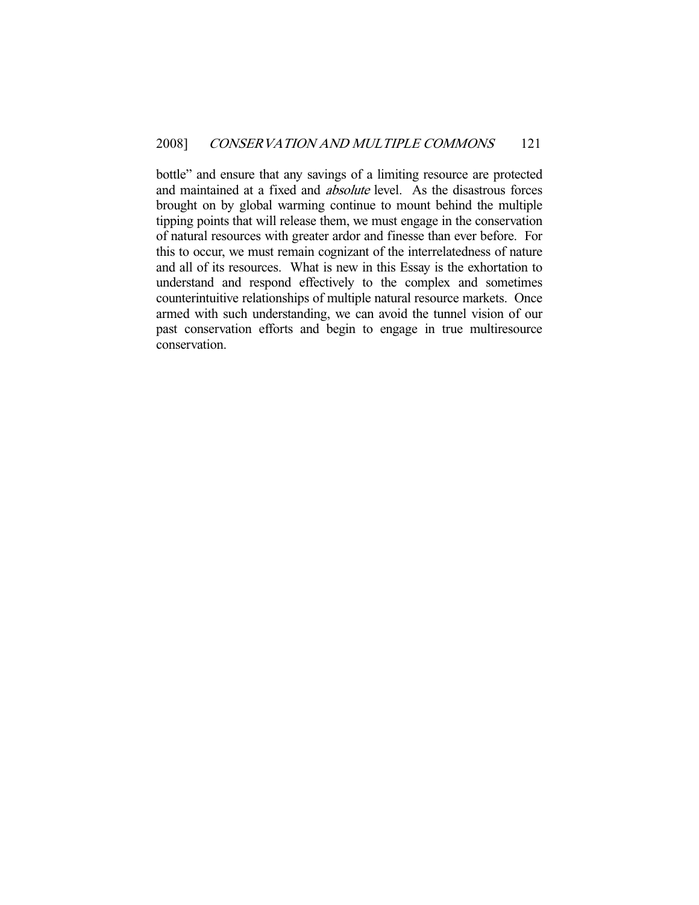bottle" and ensure that any savings of a limiting resource are protected and maintained at a fixed and *absolute* level. As the disastrous forces brought on by global warming continue to mount behind the multiple tipping points that will release them, we must engage in the conservation of natural resources with greater ardor and finesse than ever before. For this to occur, we must remain cognizant of the interrelatedness of nature and all of its resources. What is new in this Essay is the exhortation to understand and respond effectively to the complex and sometimes counterintuitive relationships of multiple natural resource markets. Once armed with such understanding, we can avoid the tunnel vision of our past conservation efforts and begin to engage in true multiresource conservation.